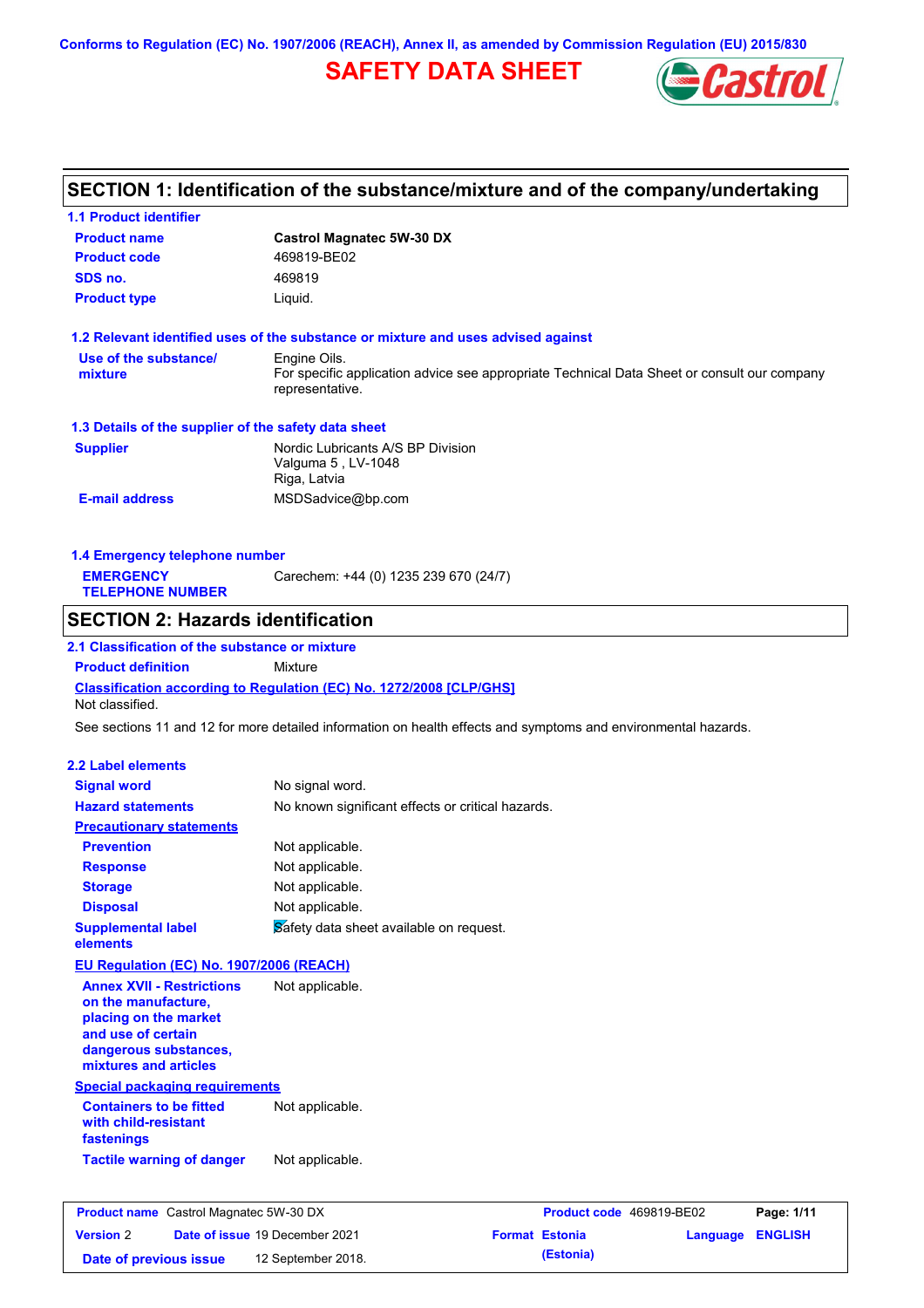Conforms to Regulation (EC) No. 1907/2006 (REACH), Annex II, as amended by Commission Regulation (EU) 2015/830

# SAFETY DATA SHEET

## SECTION 1: Identification of the substance/mixture and of the company/undertaking

### 1.1 Product identifier

| | |
|---|---|
| **Product name** | **Castrol Magnatec 5W-30 DX** |
| **Product code** | 469819-BE02 |
| **SDS no.** | 469819 |
| **Product type** | Liquid. |

### 1.2 Relevant identified uses of the substance or mixture and uses advised against

| | |
|---|---|
| **Use of the substance/ mixture** | Engine Oils. For specific application advice see appropriate Technical Data Sheet or consult our company representative. |

### 1.3 Details of the supplier of the safety data sheet

| | |
|---|---|
| **Supplier** | Nordic Lubricants A/S BP Division<br>Valguma 5 , LV-1048<br>Riga, Latvia |
| **E-mail address** | MSDSadvice@bp.com |

### 1.4 Emergency telephone number

| | |
|---|---|
| **EMERGENCY TELEPHONE NUMBER** | Carechem: +44 (0) 1235 239 670 (24/7) |

## SECTION 2: Hazards identification

### 2.1 Classification of the substance or mixture

**Product definition** Mixture

**Classification according to Regulation (EC) No. 1272/2008 [CLP/GHS]**

Not classified.

See sections 11 and 12 for more detailed information on health effects and symptoms and environmental hazards.

### 2.2 Label elements

| | |
|---|---|
| **Signal word** | No signal word. |
| **Hazard statements** | No known significant effects or critical hazards. |
| **Precautionary statements** | |
| **Prevention** | Not applicable. |
| **Response** | Not applicable. |
| **Storage** | Not applicable. |
| **Disposal** | Not applicable. |
| **Supplemental label elements** | Safety data sheet available on request. |

**EU Regulation (EC) No. 1907/2006 (REACH)**

| | |
|---|---|
| **Annex XVII - Restrictions on the manufacture, placing on the market and use of certain dangerous substances, mixtures and articles** | Not applicable. |

**Special packaging requirements**

| | |
|---|---|
| **Containers to be fitted with child-resistant fastenings** | Not applicable. |
| **Tactile warning of danger** | Not applicable. |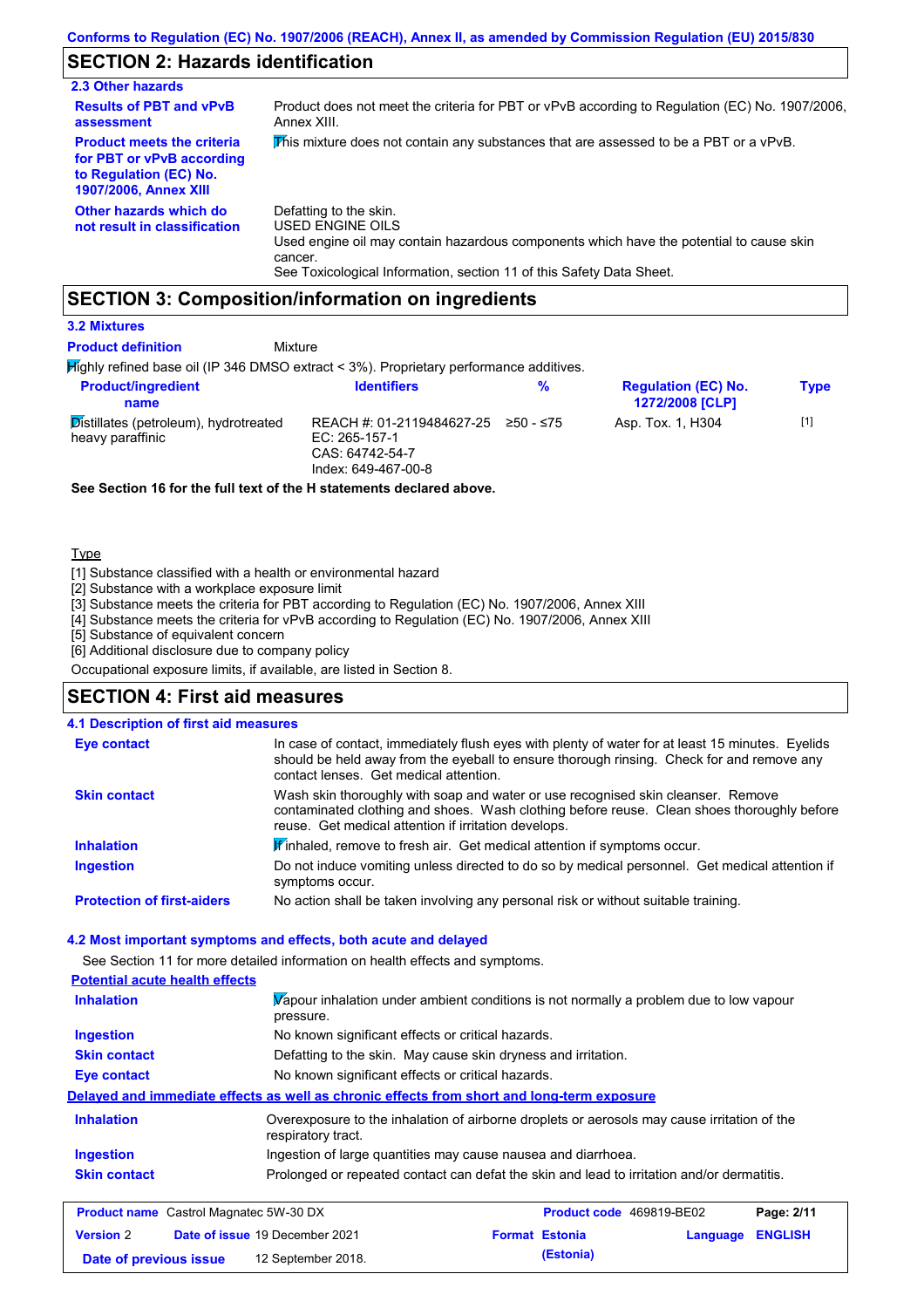Conforms to Regulation (EC) No. 1907/2006 (REACH), Annex II, as amended by Commission Regulation (EU) 2015/830

## SECTION 2: Hazards identification

### 2.3 Other hazards

| | |
|---|---|
| **Results of PBT and vPvB assessment** | Product does not meet the criteria for PBT or vPvB according to Regulation (EC) No. 1907/2006, Annex XIII. |
| **Product meets the criteria for PBT or vPvB according to Regulation (EC) No. 1907/2006, Annex XIII** | This mixture does not contain any substances that are assessed to be a PBT or a vPvB. |
| **Other hazards which do not result in classification** | Defatting to the skin.<br>USED ENGINE OILS<br>Used engine oil may contain hazardous components which have the potential to cause skin cancer.<br>See Toxicological Information, section 11 of this Safety Data Sheet. |

## SECTION 3: Composition/information on ingredients

### 3.2 Mixtures

**Product definition** Mixture

Highly refined base oil (IP 346 DMSO extract < 3%). Proprietary performance additives.

| Product/ingredient name | Identifiers | % | Regulation (EC) No. 1272/2008 [CLP] | Type |
|---|---|---|---|---|
| Distillates (petroleum), hydrotreated heavy paraffinic | REACH #: 01-2119484627-25<br>EC: 265-157-1<br>CAS: 64742-54-7<br>Index: 649-467-00-8 | ≥50 - ≤75 | Asp. Tox. 1, H304 | [1] |

**See Section 16 for the full text of the H statements declared above.**

Type

[1] Substance classified with a health or environmental hazard
[2] Substance with a workplace exposure limit
[3] Substance meets the criteria for PBT according to Regulation (EC) No. 1907/2006, Annex XIII
[4] Substance meets the criteria for vPvB according to Regulation (EC) No. 1907/2006, Annex XIII
[5] Substance of equivalent concern
[6] Additional disclosure due to company policy

Occupational exposure limits, if available, are listed in Section 8.

## SECTION 4: First aid measures

### 4.1 Description of first aid measures

| | |
|---|---|
| **Eye contact** | In case of contact, immediately flush eyes with plenty of water for at least 15 minutes. Eyelids should be held away from the eyeball to ensure thorough rinsing. Check for and remove any contact lenses. Get medical attention. |
| **Skin contact** | Wash skin thoroughly with soap and water or use recognised skin cleanser. Remove contaminated clothing and shoes. Wash clothing before reuse. Clean shoes thoroughly before reuse. Get medical attention if irritation develops. |
| **Inhalation** | If inhaled, remove to fresh air. Get medical attention if symptoms occur. |
| **Ingestion** | Do not induce vomiting unless directed to do so by medical personnel. Get medical attention if symptoms occur. |
| **Protection of first-aiders** | No action shall be taken involving any personal risk or without suitable training. |

### 4.2 Most important symptoms and effects, both acute and delayed

See Section 11 for more detailed information on health effects and symptoms.

**Potential acute health effects**

| | |
|---|---|
| **Inhalation** | Vapour inhalation under ambient conditions is not normally a problem due to low vapour pressure. |
| **Ingestion** | No known significant effects or critical hazards. |
| **Skin contact** | Defatting to the skin. May cause skin dryness and irritation. |
| **Eye contact** | No known significant effects or critical hazards. |

**Delayed and immediate effects as well as chronic effects from short and long-term exposure**

| | |
|---|---|
| **Inhalation** | Overexposure to the inhalation of airborne droplets or aerosols may cause irritation of the respiratory tract. |
| **Ingestion** | Ingestion of large quantities may cause nausea and diarrhoea. |
| **Skin contact** | Prolonged or repeated contact can defat the skin and lead to irritation and/or dermatitis. |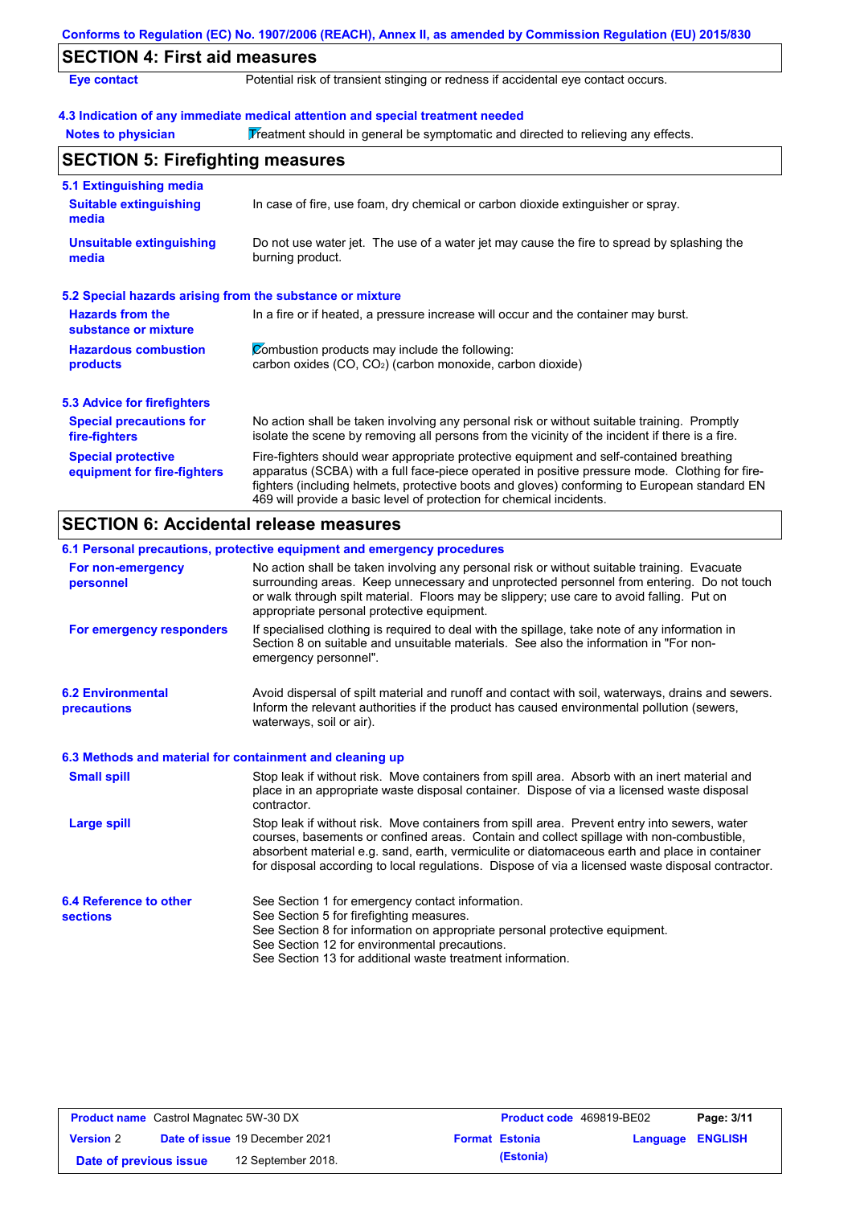## SECTION 4: First aid measures

**Eye contact** Potential risk of transient stinging or redness if accidental eye contact occurs.

### 4.3 Indication of any immediate medical attention and special treatment needed

**Notes to physician** Treatment should in general be symptomatic and directed to relieving any effects.

## SECTION 5: Firefighting measures

### 5.1 Extinguishing media

**Suitable extinguishing media** In case of fire, use foam, dry chemical or carbon dioxide extinguisher or spray.

**Unsuitable extinguishing media** Do not use water jet. The use of a water jet may cause the fire to spread by splashing the burning product.

### 5.2 Special hazards arising from the substance or mixture

**Hazards from the substance or mixture** In a fire or if heated, a pressure increase will occur and the container may burst.

**Hazardous combustion products** Combustion products may include the following:
carbon oxides (CO, $CO_2$) (carbon monoxide, carbon dioxide)

### 5.3 Advice for firefighters

**Special precautions for fire-fighters** No action shall be taken involving any personal risk or without suitable training. Promptly isolate the scene by removing all persons from the vicinity of the incident if there is a fire.

**Special protective equipment for fire-fighters** Fire-fighters should wear appropriate protective equipment and self-contained breathing apparatus (SCBA) with a full face-piece operated in positive pressure mode. Clothing for fire-fighters (including helmets, protective boots and gloves) conforming to European standard EN 469 will provide a basic level of protection for chemical incidents.

## SECTION 6: Accidental release measures

### 6.1 Personal precautions, protective equipment and emergency procedures

**For non-emergency personnel** No action shall be taken involving any personal risk or without suitable training. Evacuate surrounding areas. Keep unnecessary and unprotected personnel from entering. Do not touch or walk through spilt material. Floors may be slippery; use care to avoid falling. Put on appropriate personal protective equipment.

**For emergency responders** If specialised clothing is required to deal with the spillage, take note of any information in Section 8 on suitable and unsuitable materials. See also the information in "For non-emergency personnel".

**6.2 Environmental precautions** Avoid dispersal of spilt material and runoff and contact with soil, waterways, drains and sewers. Inform the relevant authorities if the product has caused environmental pollution (sewers, waterways, soil or air).

### 6.3 Methods and material for containment and cleaning up

**Small spill** Stop leak if without risk. Move containers from spill area. Absorb with an inert material and place in an appropriate waste disposal container. Dispose of via a licensed waste disposal contractor.

**Large spill** Stop leak if without risk. Move containers from spill area. Prevent entry into sewers, water courses, basements or confined areas. Contain and collect spillage with non-combustible, absorbent material e.g. sand, earth, vermiculite or diatomaceous earth and place in container for disposal according to local regulations. Dispose of via a licensed waste disposal contractor.

**6.4 Reference to other sections**
See Section 1 for emergency contact information.
See Section 5 for firefighting measures.
See Section 8 for information on appropriate personal protective equipment.
See Section 12 for environmental precautions.
See Section 13 for additional waste treatment information.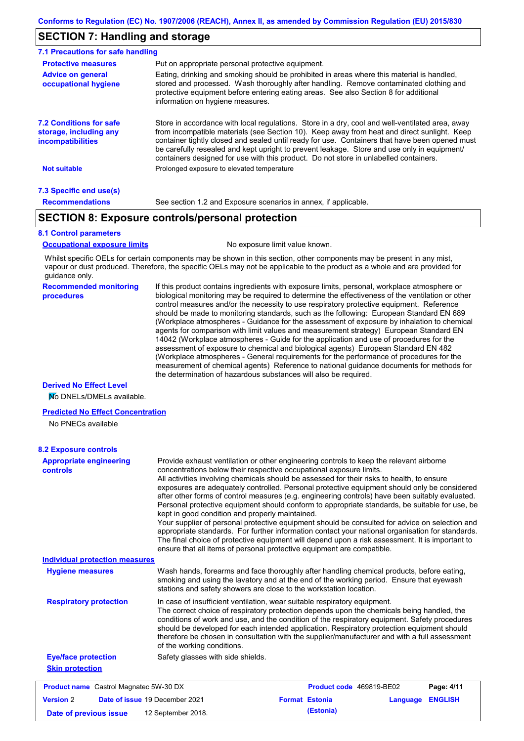## SECTION 7: Handling and storage

### 7.1 Precautions for safe handling

**Protective measures**
Put on appropriate personal protective equipment.

**Advice on general occupational hygiene**
Eating, drinking and smoking should be prohibited in areas where this material is handled, stored and processed. Wash thoroughly after handling. Remove contaminated clothing and protective equipment before entering eating areas. See also Section 8 for additional information on hygiene measures.

**7.2 Conditions for safe storage, including any incompatibilities**
Store in accordance with local regulations. Store in a dry, cool and well-ventilated area, away from incompatible materials (see Section 10). Keep away from heat and direct sunlight. Keep container tightly closed and sealed until ready for use. Containers that have been opened must be carefully resealed and kept upright to prevent leakage. Store and use only in equipment/ containers designed for use with this product. Do not store in unlabelled containers.

**Not suitable**
Prolonged exposure to elevated temperature

### 7.3 Specific end use(s)

**Recommendations**
See section 1.2 and Exposure scenarios in annex, if applicable.

## SECTION 8: Exposure controls/personal protection

### 8.1 Control parameters

**Occupational exposure limits**
No exposure limit value known.

Whilst specific OELs for certain components may be shown in this section, other components may be present in any mist, vapour or dust produced. Therefore, the specific OELs may not be applicable to the product as a whole and are provided for guidance only.

**Recommended monitoring procedures**
If this product contains ingredients with exposure limits, personal, workplace atmosphere or biological monitoring may be required to determine the effectiveness of the ventilation or other control measures and/or the necessity to use respiratory protective equipment. Reference should be made to monitoring standards, such as the following: European Standard EN 689 (Workplace atmospheres - Guidance for the assessment of exposure by inhalation to chemical agents for comparison with limit values and measurement strategy) European Standard EN 14042 (Workplace atmospheres - Guide for the application and use of procedures for the assessment of exposure to chemical and biological agents) European Standard EN 482 (Workplace atmospheres - General requirements for the performance of procedures for the measurement of chemical agents) Reference to national guidance documents for methods for the determination of hazardous substances will also be required.

**Derived No Effect Level**

No DNELs/DMELs available.

**Predicted No Effect Concentration**

No PNECs available

### 8.2 Exposure controls

**Appropriate engineering controls**
Provide exhaust ventilation or other engineering controls to keep the relevant airborne concentrations below their respective occupational exposure limits.
All activities involving chemicals should be assessed for their risks to health, to ensure exposures are adequately controlled. Personal protective equipment should only be considered after other forms of control measures (e.g. engineering controls) have been suitably evaluated. Personal protective equipment should conform to appropriate standards, be suitable for use, be kept in good condition and properly maintained.
Your supplier of personal protective equipment should be consulted for advice on selection and appropriate standards. For further information contact your national organisation for standards.
The final choice of protective equipment will depend upon a risk assessment. It is important to ensure that all items of personal protective equipment are compatible.

**Individual protection measures**

**Hygiene measures**
Wash hands, forearms and face thoroughly after handling chemical products, before eating, smoking and using the lavatory and at the end of the working period. Ensure that eyewash stations and safety showers are close to the workstation location.

**Respiratory protection**
In case of insufficient ventilation, wear suitable respiratory equipment.
The correct choice of respiratory protection depends upon the chemicals being handled, the conditions of work and use, and the condition of the respiratory equipment. Safety procedures should be developed for each intended application. Respiratory protection equipment should therefore be chosen in consultation with the supplier/manufacturer and with a full assessment of the working conditions.

**Eye/face protection**
Safety glasses with side shields.

**Skin protection**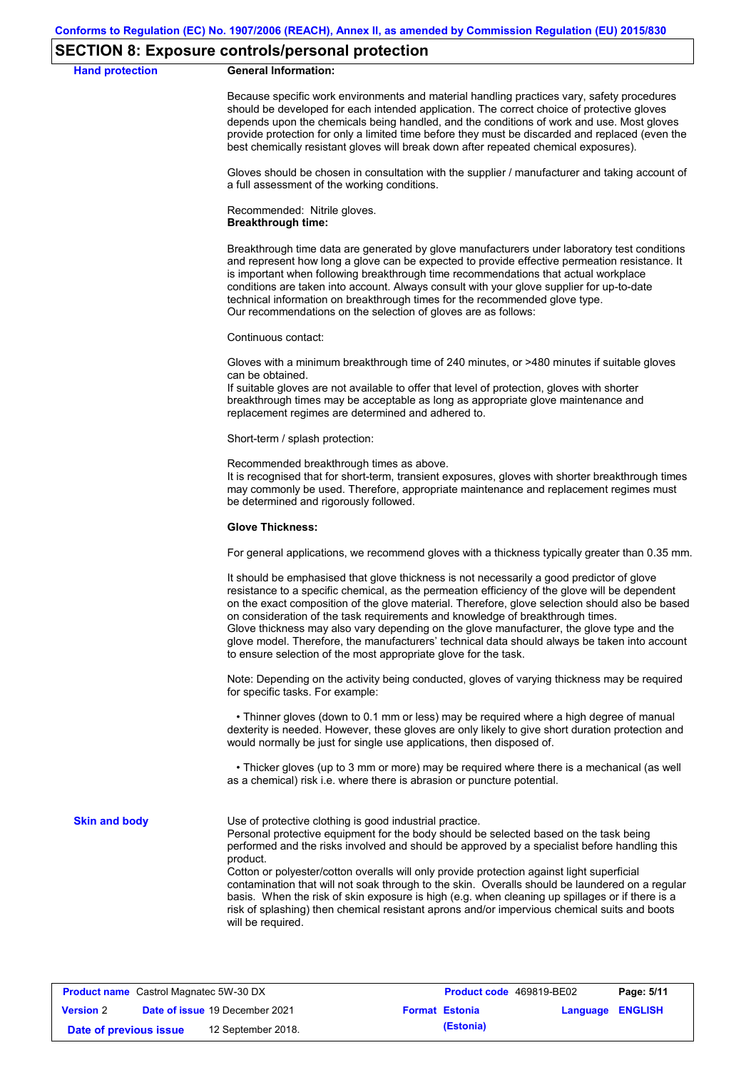## SECTION 8: Exposure controls/personal protection

**Hand protection**

**General Information:**

Because specific work environments and material handling practices vary, safety procedures should be developed for each intended application. The correct choice of protective gloves depends upon the chemicals being handled, and the conditions of work and use. Most gloves provide protection for only a limited time before they must be discarded and replaced (even the best chemically resistant gloves will break down after repeated chemical exposures).

Gloves should be chosen in consultation with the supplier / manufacturer and taking account of a full assessment of the working conditions.

Recommended: Nitrile gloves.
**Breakthrough time:**

Breakthrough time data are generated by glove manufacturers under laboratory test conditions and represent how long a glove can be expected to provide effective permeation resistance. It is important when following breakthrough time recommendations that actual workplace conditions are taken into account. Always consult with your glove supplier for up-to-date technical information on breakthrough times for the recommended glove type.
Our recommendations on the selection of gloves are as follows:

Continuous contact:

Gloves with a minimum breakthrough time of 240 minutes, or >480 minutes if suitable gloves can be obtained.
If suitable gloves are not available to offer that level of protection, gloves with shorter breakthrough times may be acceptable as long as appropriate glove maintenance and replacement regimes are determined and adhered to.

Short-term / splash protection:

Recommended breakthrough times as above.
It is recognised that for short-term, transient exposures, gloves with shorter breakthrough times may commonly be used. Therefore, appropriate maintenance and replacement regimes must be determined and rigorously followed.

**Glove Thickness:**

For general applications, we recommend gloves with a thickness typically greater than 0.35 mm.

It should be emphasised that glove thickness is not necessarily a good predictor of glove resistance to a specific chemical, as the permeation efficiency of the glove will be dependent on the exact composition of the glove material. Therefore, glove selection should also be based on consideration of the task requirements and knowledge of breakthrough times.
Glove thickness may also vary depending on the glove manufacturer, the glove type and the glove model. Therefore, the manufacturers' technical data should always be taken into account to ensure selection of the most appropriate glove for the task.

Note: Depending on the activity being conducted, gloves of varying thickness may be required for specific tasks. For example:

- Thinner gloves (down to 0.1 mm or less) may be required where a high degree of manual dexterity is needed. However, these gloves are only likely to give short duration protection and would normally be just for single use applications, then disposed of.

- Thicker gloves (up to 3 mm or more) may be required where there is a mechanical (as well as a chemical) risk i.e. where there is abrasion or puncture potential.

**Skin and body**

Use of protective clothing is good industrial practice.
Personal protective equipment for the body should be selected based on the task being performed and the risks involved and should be approved by a specialist before handling this product.
Cotton or polyester/cotton overalls will only provide protection against light superficial contamination that will not soak through to the skin. Overalls should be laundered on a regular basis. When the risk of skin exposure is high (e.g. when cleaning up spillages or if there is a risk of splashing) then chemical resistant aprons and/or impervious chemical suits and boots will be required.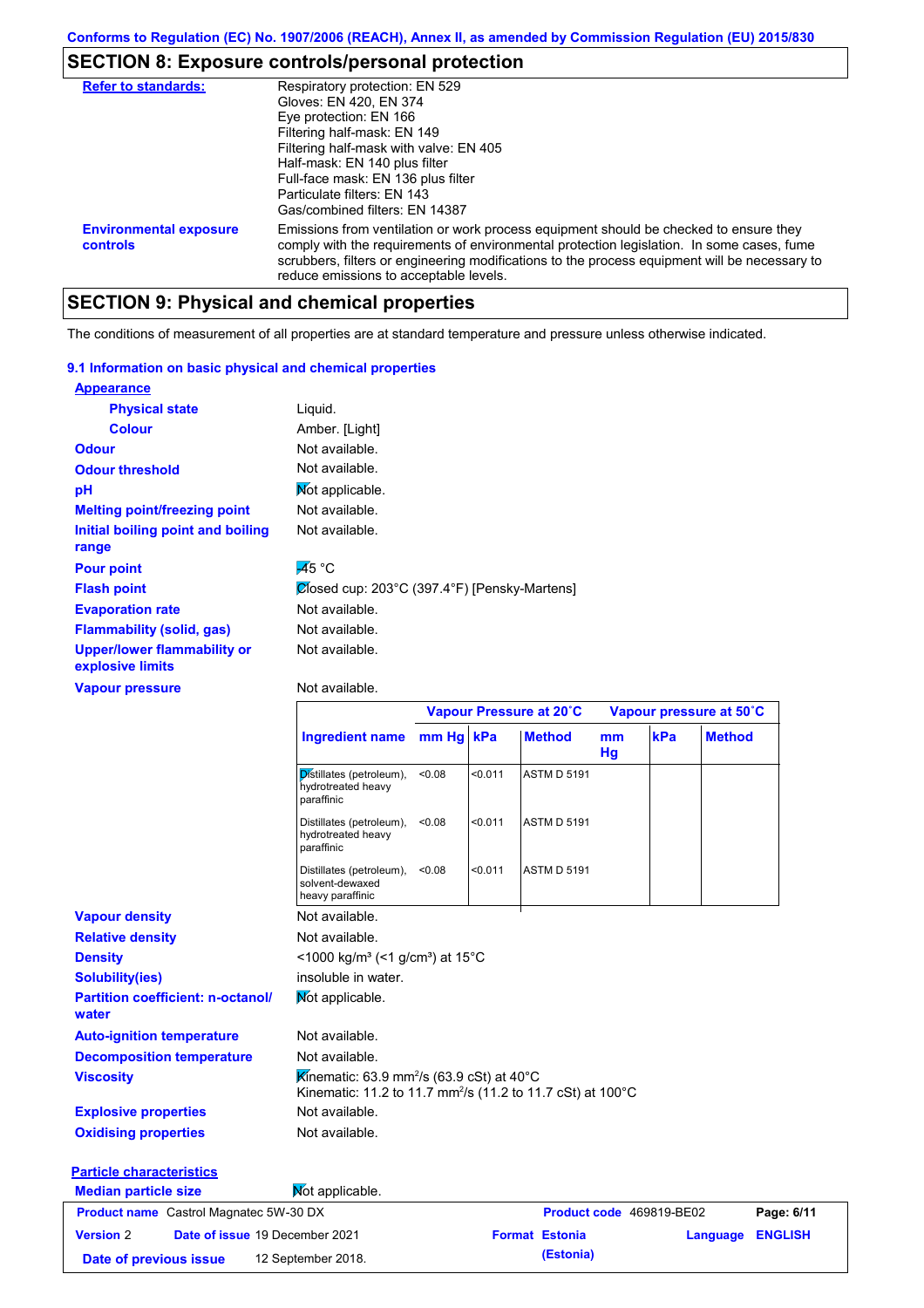## SECTION 8: Exposure controls/personal protection

**Refer to standards:**

Respiratory protection: EN 529
Gloves: EN 420, EN 374
Eye protection: EN 166
Filtering half-mask: EN 149
Filtering half-mask with valve: EN 405
Half-mask: EN 140 plus filter
Full-face mask: EN 136 plus filter
Particulate filters: EN 143
Gas/combined filters: EN 14387

**Environmental exposure controls**

Emissions from ventilation or work process equipment should be checked to ensure they comply with the requirements of environmental protection legislation. In some cases, fume scrubbers, filters or engineering modifications to the process equipment will be necessary to reduce emissions to acceptable levels.

## SECTION 9: Physical and chemical properties

The conditions of measurement of all properties are at standard temperature and pressure unless otherwise indicated.

### 9.1 Information on basic physical and chemical properties

**Appearance**

| | |
|---|---|
| **Physical state** | Liquid. |
| **Colour** | Amber. [Light] |
| **Odour** | Not available. |
| **Odour threshold** | Not available. |
| **pH** | Not applicable. |
| **Melting point/freezing point** | Not available. |
| **Initial boiling point and boiling range** | Not available. |
| **Pour point** | -45 °C |
| **Flash point** | Closed cup: 203°C (397.4°F) [Pensky-Martens] |
| **Evaporation rate** | Not available. |
| **Flammability (solid, gas)** | Not available. |
| **Upper/lower flammability or explosive limits** | Not available. |
| **Vapour pressure** | Not available. |

| | Vapour Pressure at 20˚C | | | Vapour pressure at 50˚C | | |
|---|---|---|---|---|---|---|
| **Ingredient name** | **mm Hg** | **kPa** | **Method** | **mm Hg** | **kPa** | **Method** |
| Distillates (petroleum), hydrotreated heavy paraffinic | <0.08 | <0.011 | ASTM D 5191 | | | |
| Distillates (petroleum), hydrotreated heavy paraffinic | <0.08 | <0.011 | ASTM D 5191 | | | |
| Distillates (petroleum), solvent-dewaxed heavy paraffinic | <0.08 | <0.011 | ASTM D 5191 | | | |

| | |
|---|---|
| **Vapour density** | Not available. |
| **Relative density** | Not available. |
| **Density** | <1000 kg/m³ (<1 g/cm³) at 15°C |
| **Solubility(ies)** | insoluble in water. |
| **Partition coefficient: n-octanol/water** | Not applicable. |
| **Auto-ignition temperature** | Not available. |
| **Decomposition temperature** | Not available. |
| **Viscosity** | Kinematic: 63.9 mm²/s (63.9 cSt) at 40°C<br>Kinematic: 11.2 to 11.7 mm²/s (11.2 to 11.7 cSt) at 100°C |
| **Explosive properties** | Not available. |
| **Oxidising properties** | Not available. |

**Particle characteristics**

| | |
|---|---|
| **Median particle size** | Not applicable. |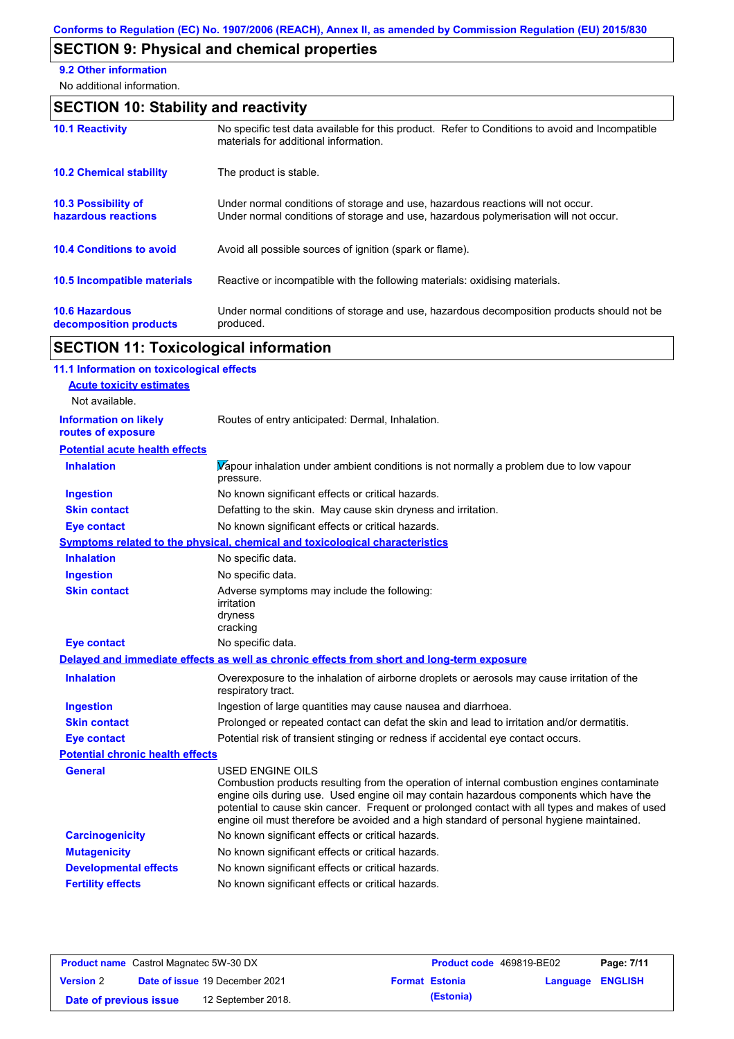## SECTION 9: Physical and chemical properties

**9.2 Other information**

No additional information.

## SECTION 10: Stability and reactivity

| | |
|---|---|
| **10.1 Reactivity** | No specific test data available for this product. Refer to Conditions to avoid and Incompatible materials for additional information. |
| **10.2 Chemical stability** | The product is stable. |
| **10.3 Possibility of hazardous reactions** | Under normal conditions of storage and use, hazardous reactions will not occur. Under normal conditions of storage and use, hazardous polymerisation will not occur. |
| **10.4 Conditions to avoid** | Avoid all possible sources of ignition (spark or flame). |
| **10.5 Incompatible materials** | Reactive or incompatible with the following materials: oxidising materials. |
| **10.6 Hazardous decomposition products** | Under normal conditions of storage and use, hazardous decomposition products should not be produced. |

## SECTION 11: Toxicological information

**11.1 Information on toxicological effects**

**Acute toxicity estimates**

Not available.

| | |
|---|---|
| **Information on likely routes of exposure** | Routes of entry anticipated: Dermal, Inhalation. |

**Potential acute health effects**

| | |
|---|---|
| **Inhalation** | Vapour inhalation under ambient conditions is not normally a problem due to low vapour pressure. |
| **Ingestion** | No known significant effects or critical hazards. |
| **Skin contact** | Defatting to the skin. May cause skin dryness and irritation. |
| **Eye contact** | No known significant effects or critical hazards. |

**Symptoms related to the physical, chemical and toxicological characteristics**

| | |
|---|---|
| **Inhalation** | No specific data. |
| **Ingestion** | No specific data. |
| **Skin contact** | Adverse symptoms may include the following: irritation dryness cracking |
| **Eye contact** | No specific data. |

**Delayed and immediate effects as well as chronic effects from short and long-term exposure**

| | |
|---|---|
| **Inhalation** | Overexposure to the inhalation of airborne droplets or aerosols may cause irritation of the respiratory tract. |
| **Ingestion** | Ingestion of large quantities may cause nausea and diarrhoea. |
| **Skin contact** | Prolonged or repeated contact can defat the skin and lead to irritation and/or dermatitis. |
| **Eye contact** | Potential risk of transient stinging or redness if accidental eye contact occurs. |

**Potential chronic health effects**

| | |
|---|---|
| **General** | USED ENGINE OILS Combustion products resulting from the operation of internal combustion engines contaminate engine oils during use. Used engine oil may contain hazardous components which have the potential to cause skin cancer. Frequent or prolonged contact with all types and makes of used engine oil must therefore be avoided and a high standard of personal hygiene maintained. |
| **Carcinogenicity** | No known significant effects or critical hazards. |
| **Mutagenicity** | No known significant effects or critical hazards. |
| **Developmental effects** | No known significant effects or critical hazards. |
| **Fertility effects** | No known significant effects or critical hazards. |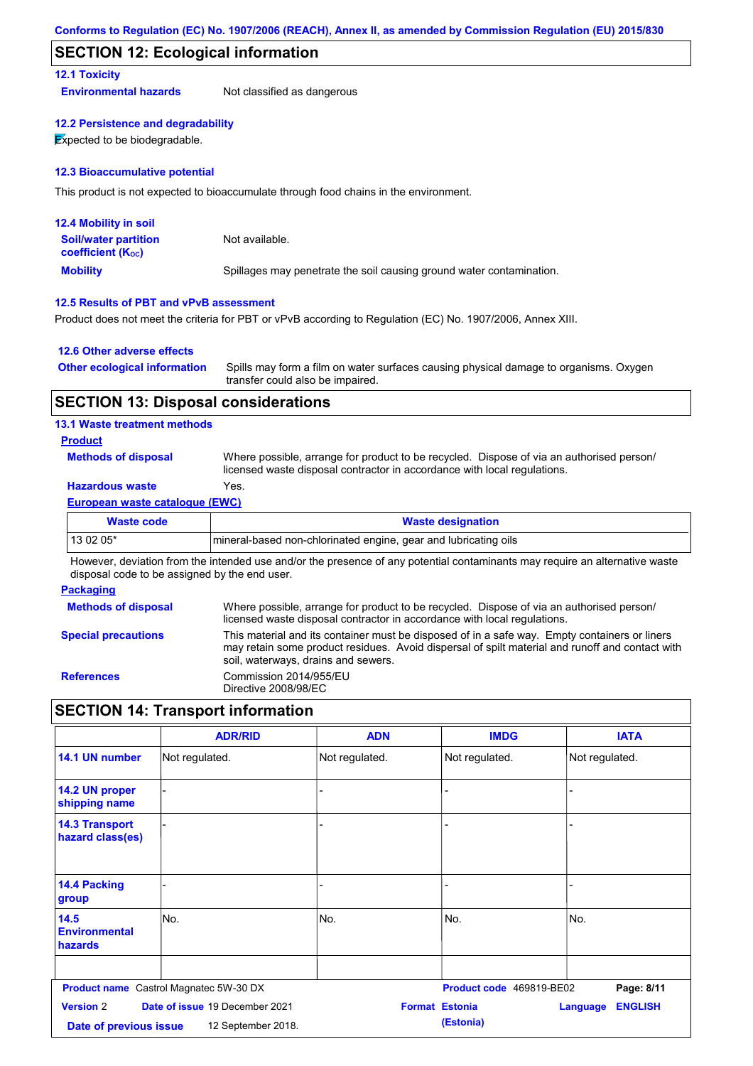Conforms to Regulation (EC) No. 1907/2006 (REACH), Annex II, as amended by Commission Regulation (EU) 2015/830

## SECTION 12: Ecological information

### 12.1 Toxicity

**Environmental hazards** Not classified as dangerous

### 12.2 Persistence and degradability

Expected to be biodegradable.

### 12.3 Bioaccumulative potential

This product is not expected to bioaccumulate through food chains in the environment.

### 12.4 Mobility in soil

**Soil/water partition coefficient ($K_{OC}$)** Not available.

**Mobility** Spillages may penetrate the soil causing ground water contamination.

### 12.5 Results of PBT and vPvB assessment

Product does not meet the criteria for PBT or vPvB according to Regulation (EC) No. 1907/2006, Annex XIII.

### 12.6 Other adverse effects

**Other ecological information** Spills may form a film on water surfaces causing physical damage to organisms. Oxygen transfer could also be impaired.

## SECTION 13: Disposal considerations

### 13.1 Waste treatment methods

**Product**

**Methods of disposal** Where possible, arrange for product to be recycled. Dispose of via an authorised person/ licensed waste disposal contractor in accordance with local regulations.

**Hazardous waste** Yes.

**European waste catalogue (EWC)**

| Waste code | Waste designation |
|---|---|
| 13 02 05* | mineral-based non-chlorinated engine, gear and lubricating oils |

However, deviation from the intended use and/or the presence of any potential contaminants may require an alternative waste disposal code to be assigned by the end user.

**Packaging**

**Methods of disposal** Where possible, arrange for product to be recycled. Dispose of via an authorised person/ licensed waste disposal contractor in accordance with local regulations.

**Special precautions** This material and its container must be disposed of in a safe way. Empty containers or liners may retain some product residues. Avoid dispersal of spilt material and runoff and contact with soil, waterways, drains and sewers.

**References** Commission 2014/955/EU
Directive 2008/98/EC

## SECTION 14: Transport information

| | ADR/RID | ADN | IMDG | IATA |
|---|---|---|---|---|
| 14.1 UN number | Not regulated. | Not regulated. | Not regulated. | Not regulated. |
| 14.2 UN proper shipping name | - | - | - | - |
| 14.3 Transport hazard class(es) | - | - | - | - |
| 14.4 Packing group | - | - | - | - |
| 14.5 Environmental hazards | No. | No. | No. | No. |
| | | | | |

**Product name** Castrol Magnatec 5W-30 DX **Product code** 469819-BE02
**Version** 2 **Date of issue** 19 December 2021 **Format** Estonia (Estonia) **Language** ENGLISH
**Date of previous issue** 12 September 2018.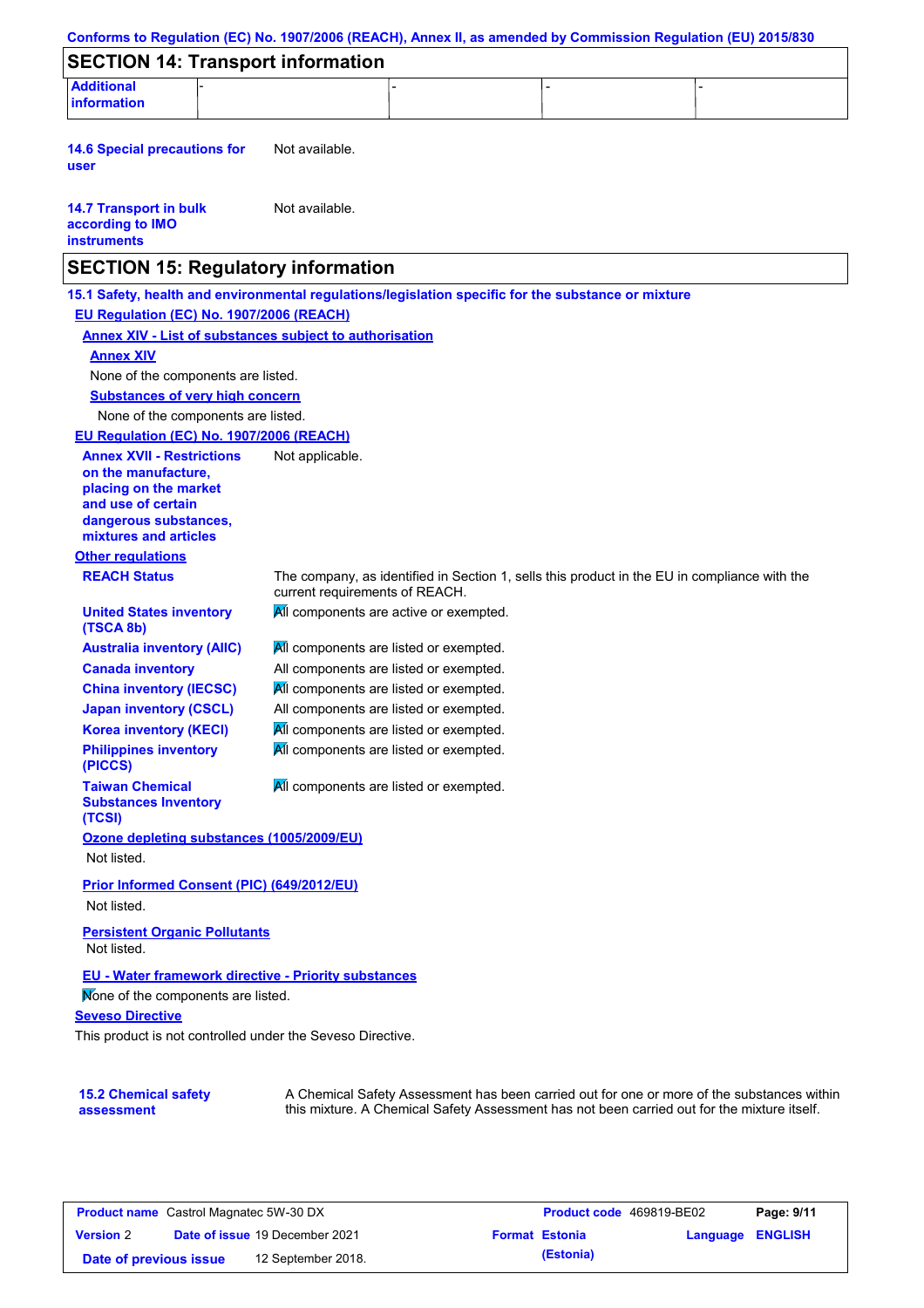## SECTION 14: Transport information

| Additional information | - | - | - | - |
|---|---|---|---|---|

**14.6 Special precautions for user** Not available.

**14.7 Transport in bulk according to IMO instruments** Not available.

## SECTION 15: Regulatory information

**15.1 Safety, health and environmental regulations/legislation specific for the substance or mixture**

**EU Regulation (EC) No. 1907/2006 (REACH)**

**Annex XIV - List of substances subject to authorisation**

**Annex XIV**

None of the components are listed.

**Substances of very high concern**

None of the components are listed.

**EU Regulation (EC) No. 1907/2006 (REACH)**

**Annex XVII - Restrictions on the manufacture, placing on the market and use of certain dangerous substances, mixtures and articles** Not applicable.

**Other regulations**

**REACH Status** The company, as identified in Section 1, sells this product in the EU in compliance with the current requirements of REACH.

**United States inventory (TSCA 8b)** All components are active or exempted.

**Australia inventory (AIIC)** All components are listed or exempted.

**Canada inventory** All components are listed or exempted.

**China inventory (IECSC)** All components are listed or exempted.

**Japan inventory (CSCL)** All components are listed or exempted.

**Korea inventory (KECI)** All components are listed or exempted.

**Philippines inventory (PICCS)** All components are listed or exempted.

**Taiwan Chemical Substances Inventory (TCSI)** All components are listed or exempted.

**Ozone depleting substances (1005/2009/EU)**

Not listed.

**Prior Informed Consent (PIC) (649/2012/EU)**

Not listed.

**Persistent Organic Pollutants**

Not listed.

**EU - Water framework directive - Priority substances**

None of the components are listed.

**Seveso Directive**

This product is not controlled under the Seveso Directive.

**15.2 Chemical safety assessment** A Chemical Safety Assessment has been carried out for one or more of the substances within this mixture. A Chemical Safety Assessment has not been carried out for the mixture itself.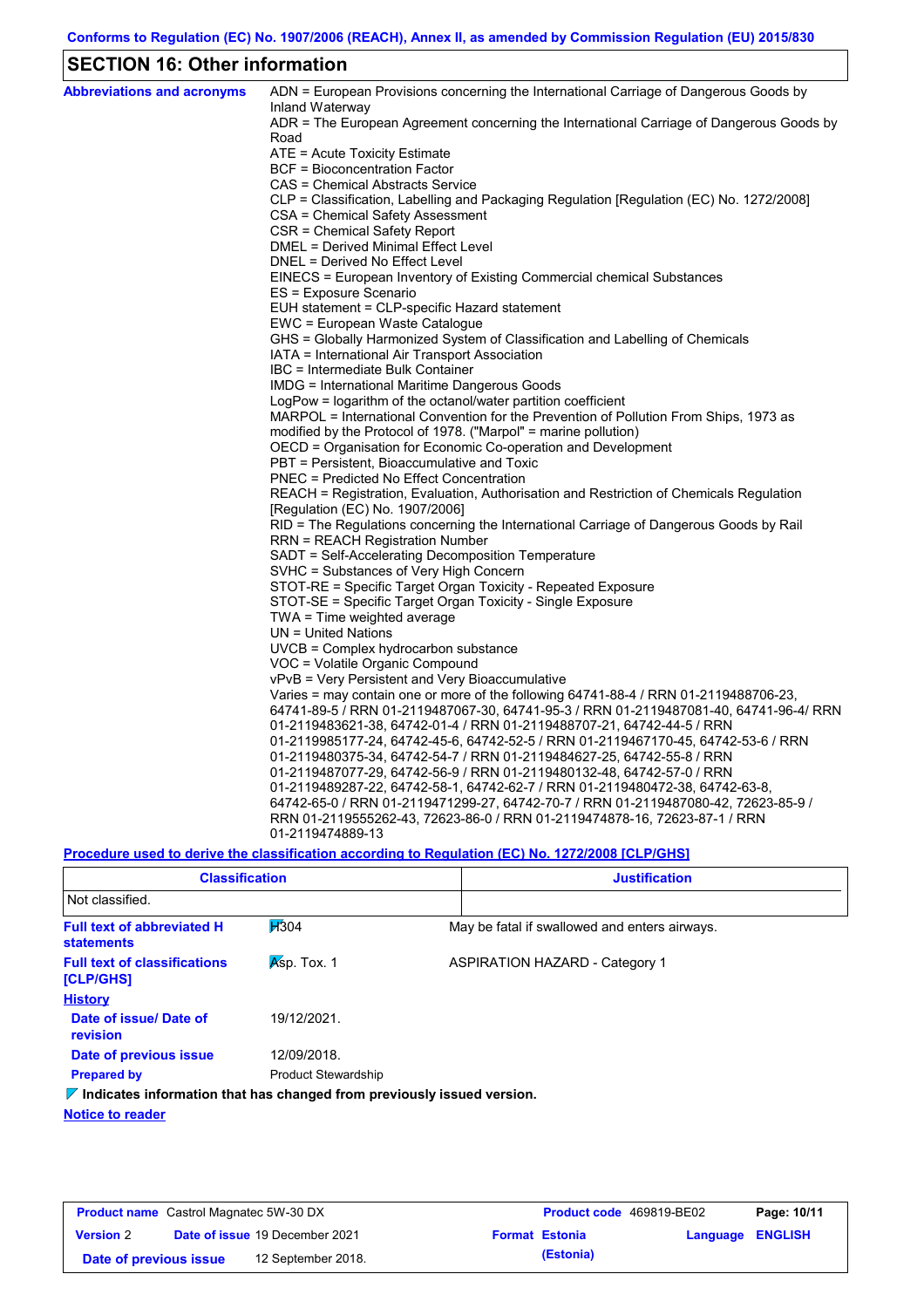Conforms to Regulation (EC) No. 1907/2006 (REACH), Annex II, as amended by Commission Regulation (EU) 2015/830

## SECTION 16: Other information

**Abbreviations and acronyms**

ADN = European Provisions concerning the International Carriage of Dangerous Goods by Inland Waterway
ADR = The European Agreement concerning the International Carriage of Dangerous Goods by Road
ATE = Acute Toxicity Estimate
BCF = Bioconcentration Factor
CAS = Chemical Abstracts Service
CLP = Classification, Labelling and Packaging Regulation [Regulation (EC) No. 1272/2008]
CSA = Chemical Safety Assessment
CSR = Chemical Safety Report
DMEL = Derived Minimal Effect Level
DNEL = Derived No Effect Level
EINECS = European Inventory of Existing Commercial chemical Substances
ES = Exposure Scenario
EUH statement = CLP-specific Hazard statement
EWC = European Waste Catalogue
GHS = Globally Harmonized System of Classification and Labelling of Chemicals
IATA = International Air Transport Association
IBC = Intermediate Bulk Container
IMDG = International Maritime Dangerous Goods
LogPow = logarithm of the octanol/water partition coefficient
MARPOL = International Convention for the Prevention of Pollution From Ships, 1973 as modified by the Protocol of 1978. ("Marpol" = marine pollution)
OECD = Organisation for Economic Co-operation and Development
PBT = Persistent, Bioaccumulative and Toxic
PNEC = Predicted No Effect Concentration
REACH = Registration, Evaluation, Authorisation and Restriction of Chemicals Regulation [Regulation (EC) No. 1907/2006]
RID = The Regulations concerning the International Carriage of Dangerous Goods by Rail
RRN = REACH Registration Number
SADT = Self-Accelerating Decomposition Temperature
SVHC = Substances of Very High Concern
STOT-RE = Specific Target Organ Toxicity - Repeated Exposure
STOT-SE = Specific Target Organ Toxicity - Single Exposure
TWA = Time weighted average
UN = United Nations
UVCB = Complex hydrocarbon substance
VOC = Volatile Organic Compound
vPvB = Very Persistent and Very Bioaccumulative
Varies = may contain one or more of the following 64741-88-4 / RRN 01-2119488706-23, 64741-89-5 / RRN 01-2119487067-30, 64741-95-3 / RRN 01-2119487081-40, 64741-96-4/ RRN 01-2119483621-38, 64742-01-4 / RRN 01-2119488707-21, 64742-44-5 / RRN 01-2119985177-24, 64742-45-6, 64742-52-5 / RRN 01-2119467170-45, 64742-53-6 / RRN 01-2119480375-34, 64742-54-7 / RRN 01-2119484627-25, 64742-55-8 / RRN 01-2119487077-29, 64742-56-9 / RRN 01-2119480132-48, 64742-57-0 / RRN 01-2119489287-22, 64742-58-1, 64742-62-7 / RRN 01-2119480472-38, 64742-63-8, 64742-65-0 / RRN 01-2119471299-27, 64742-70-7 / RRN 01-2119487080-42, 72623-85-9 / RRN 01-2119555262-43, 72623-86-0 / RRN 01-2119474878-16, 72623-87-1 / RRN 01-2119474889-13

**Procedure used to derive the classification according to Regulation (EC) No. 1272/2008 [CLP/GHS]**

| Classification | Justification |
|---|---|
| Not classified. | |

**Full text of abbreviated H statements**

H304 — May be fatal if swallowed and enters airways.

**Full text of classifications [CLP/GHS]**

Asp. Tox. 1 — ASPIRATION HAZARD - Category 1

**History**

**Date of issue/ Date of revision**: 19/12/2021.

**Date of previous issue**: 12/09/2018.

**Prepared by**: Product Stewardship

**Indicates information that has changed from previously issued version.**

**Notice to reader**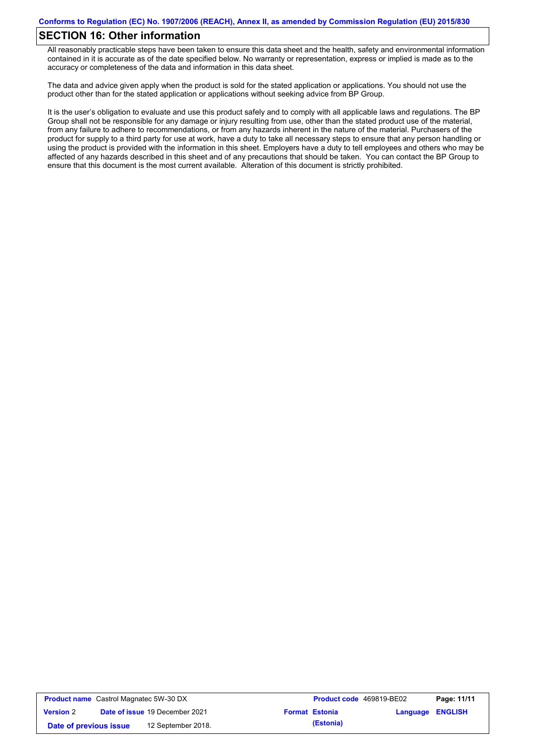## SECTION 16: Other information

All reasonably practicable steps have been taken to ensure this data sheet and the health, safety and environmental information contained in it is accurate as of the date specified below. No warranty or representation, express or implied is made as to the accuracy or completeness of the data and information in this data sheet.

The data and advice given apply when the product is sold for the stated application or applications. You should not use the product other than for the stated application or applications without seeking advice from BP Group.

It is the user's obligation to evaluate and use this product safely and to comply with all applicable laws and regulations. The BP Group shall not be responsible for any damage or injury resulting from use, other than the stated product use of the material, from any failure to adhere to recommendations, or from any hazards inherent in the nature of the material. Purchasers of the product for supply to a third party for use at work, have a duty to take all necessary steps to ensure that any person handling or using the product is provided with the information in this sheet. Employers have a duty to tell employees and others who may be affected of any hazards described in this sheet and of any precautions that should be taken. You can contact the BP Group to ensure that this document is the most current available. Alteration of this document is strictly prohibited.